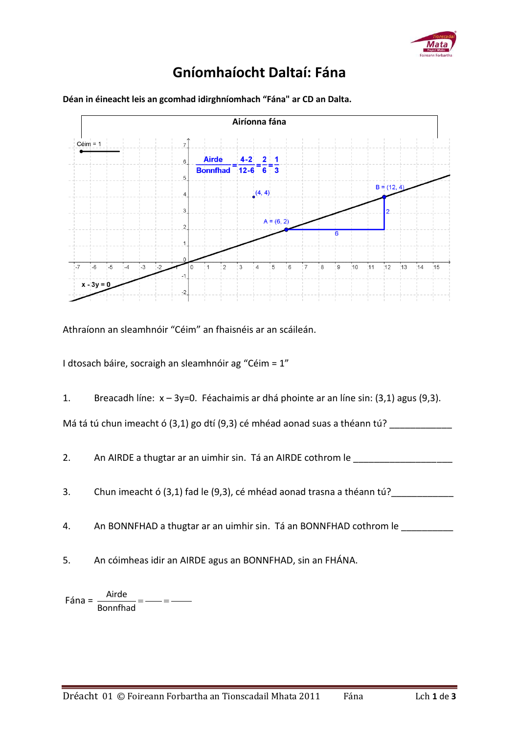# Gníomhaíocht Daltaí: Fána

**Déan in éineacht leis an gcomhad idirghníomhach "Fána" ar CD an Dalta.**

Athraíonn an sleamhnóir "Céim" an fhaisnéis ar an scáileán.

I dtosach báire, socraigh an sleamhnóir ag "Céim = 1"

1. Breacadh líne: $x - 3y = 0$. Féachaimis ar dhá phointe ar an líne sin: (3,1) agus (9,3).

Má tá tú chun imeacht ó (3,1) go dtí (9,3) cé mhéad aonad suas a théann tú? ____________

2. An AIRDE a thugtar ar an uimhir sin. Tá an AIRDE cothrom le ____________________

3. Chun imeacht ó (3,1) fad le (9,3), cé mhéad aonad trasna a théann tú? ____________

4. An BONNFHAD a thugtar ar an uimhir sin. Tá an BONNFHAD cothrom le __________

5. An cóimheas idir an AIRDE agus an BONNFHAD, sin an FHÁNA.

$$\text{Fána} = \frac{\text{Airde}}{\text{Bonnfhad}} = \frac{\quad}{\quad} = \underline{\qquad}$$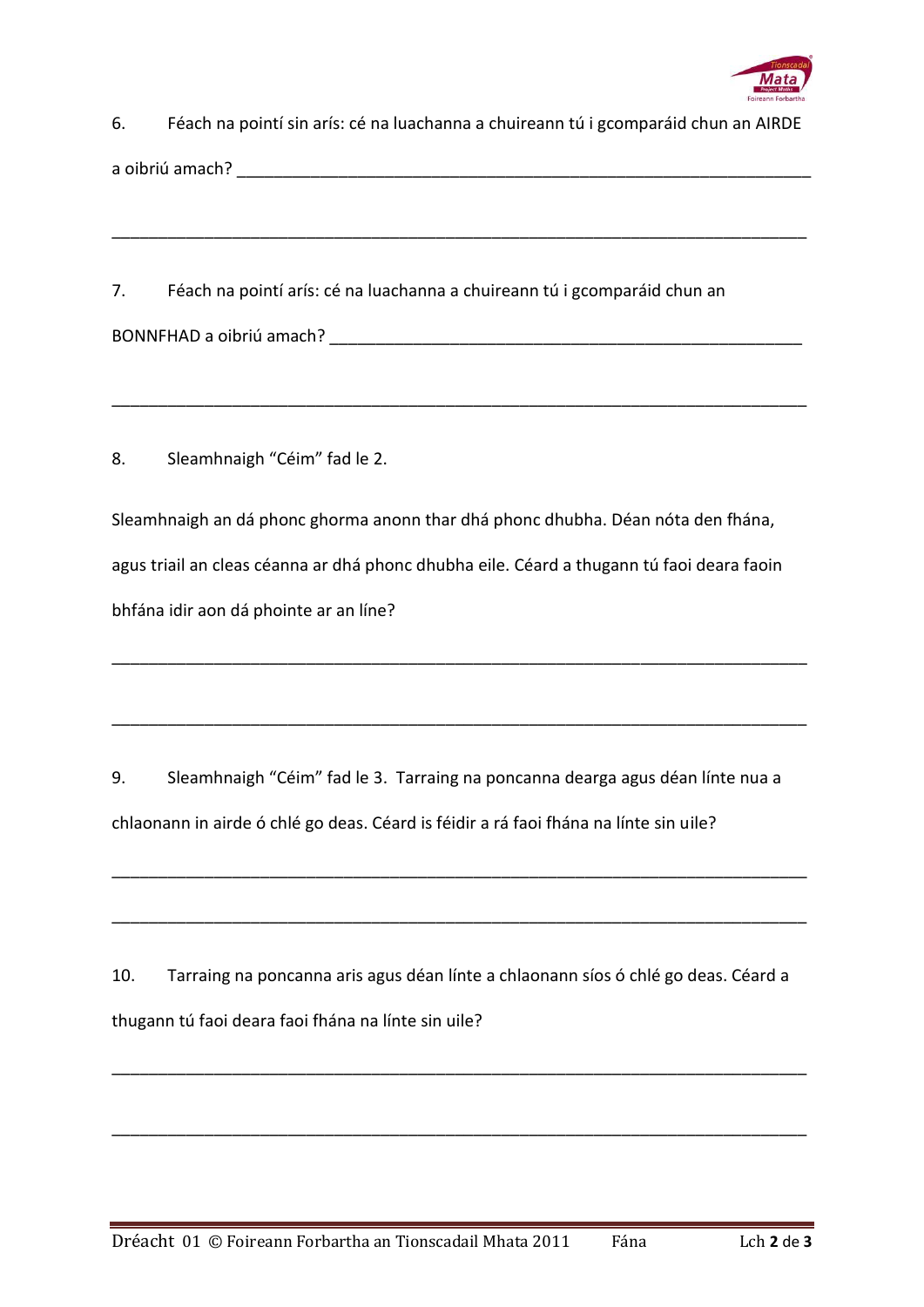6. Féach na pointí sin arís: cé na luachanna a chuireann tú i gcomparáid chun an AIRDE a oibriú amach? ________________________________________________________________

________________________________________________________________________________

7. Féach na pointí arís: cé na luachanna a chuireann tú i gcomparáid chun an BONNFHAD a oibriú amach? ______________________________________________________

________________________________________________________________________________

8. Sleamhnaigh "Céim" fad le 2.

Sleamhnaigh an dá phonc ghorma anonn thar dhá phonc dhubha. Déan nóta den fhána, agus triail an cleas céanna ar dhá phonc dhubha eile. Céard a thugann tú faoi deara faoin bhfána idir aon dá phointe ar an líne?

________________________________________________________________________________

________________________________________________________________________________

9. Sleamhnaigh "Céim" fad le 3. Tarraing na poncanna dearga agus déan línte nua a chlaonann in airde ó chlé go deas. Céard is féidir a rá faoi fhána na línte sin uile?

________________________________________________________________________________

________________________________________________________________________________

10. Tarraing na poncanna aris agus déan línte a chlaonann síos ó chlé go deas. Céard a thugann tú faoi deara faoi fhána na línte sin uile?

________________________________________________________________________________

________________________________________________________________________________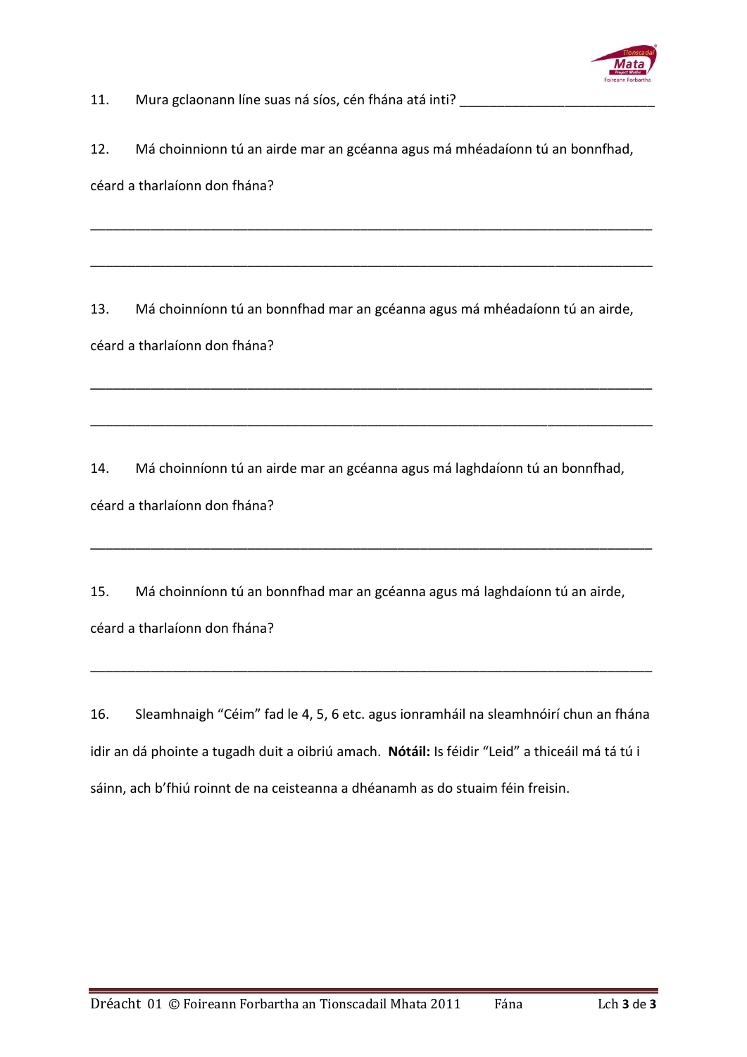11. Mura gclaonann líne suas ná síos, cén fhána atá inti? __________________________

12. Má choinnionn tú an airde mar an gcéanna agus má mhéadaíonn tú an bonnfhad, céard a tharlaíonn don fhána?

_____________________________________________________________________________

_____________________________________________________________________________

13. Má choinníonn tú an bonnfhad mar an gcéanna agus má mhéadaíonn tú an airde, céard a tharlaíonn don fhána?

_____________________________________________________________________________

_____________________________________________________________________________

14. Má choinníonn tú an airde mar an gcéanna agus má laghdaíonn tú an bonnfhad, céard a tharlaíonn don fhána?

_____________________________________________________________________________

15. Má choinníonn tú an bonnfhad mar an gcéanna agus má laghdaíonn tú an airde, céard a tharlaíonn don fhána?

_____________________________________________________________________________

16. Sleamhnaigh "Céim" fad le 4, 5, 6 etc. agus ionramháil na sleamhnóirí chun an fhána idir an dá phointe a tugadh duit a oibriú amach. **Nótáil:** Is féidir "Leid" a thiceáil má tá tú i sáinn, ach b'fhiú roinnt de na ceisteanna a dhéanamh as do stuaim féin freisin.